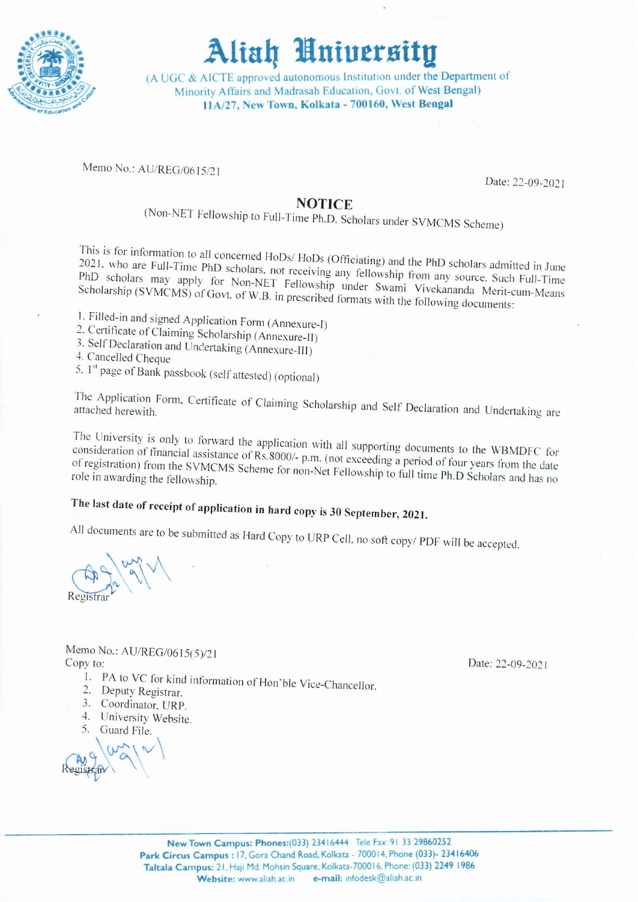# Aliah University

(A UGC & AICTE approved autonomous Institution under the Department of Minority Affairs and Madrasah Education, Govt. of West Bengal)
**11A/27, New Town, Kolkata - 700160, West Bengal**

Memo No.: AU/REG/0615/21

Date: 22-09-2021

## NOTICE

(Non-NET Fellowship to Full-Time Ph.D. Scholars under SVMCMS Scheme)

This is for information to all concerned HoDs/ HoDs (Officiating) and the PhD scholars admitted in June 2021, who are Full-Time PhD scholars, not receiving any fellowship from any source. Such Full-Time PhD scholars may apply for Non-NET Fellowship under Swami Vivekananda Merit-cum-Means Scholarship (SVMCMS) of Govt. of W.B. in prescribed formats with the following documents:

1. Filled-in and signed Application Form (Annexure-I)
2. Certificate of Claiming Scholarship (Annexure-II)
3. Self Declaration and Undertaking (Annexure-III)
4. Cancelled Cheque
5. 1st page of Bank passbook (self attested) (optional)

The Application Form, Certificate of Claiming Scholarship and Self Declaration and Undertaking are attached herewith.

The University is only to forward the application with all supporting documents to the WBMDFC for consideration of financial assistance of Rs.8000/- p.m. (not exceeding a period of four years from the date of registration) from the SVMCMS Scheme for non-Net Fellowship to full time Ph.D Scholars and has no role in awarding the fellowship.

**The last date of receipt of application in hard copy is 30 September, 2021.**

All documents are to be submitted as Hard Copy to URP Cell, no soft copy/ PDF will be accepted.

Registrar

Memo No.: AU/REG/0615(5)/21

Date: 22-09-2021

Copy to:

1. PA to VC for kind information of Hon'ble Vice-Chancellor.
2. Deputy Registrar.
3. Coordinator, URP.
4. University Website.
5. Guard File.

Registrar

**New Town Campus: Phones:**(033) 23416444 Tele Fax: 91 33 29860252
**Park Circus Campus :** 17, Gora Chand Road, Kolkata - 700014, Phone (033)- 23416406
**Taltala Campus:** 21, Haji Md. Mohsin Square, Kolkata-700016, Phone: (033) 2249 1986
**Website:** www.aliah.ac.in **e-mail:** infodesk@aliah.ac.in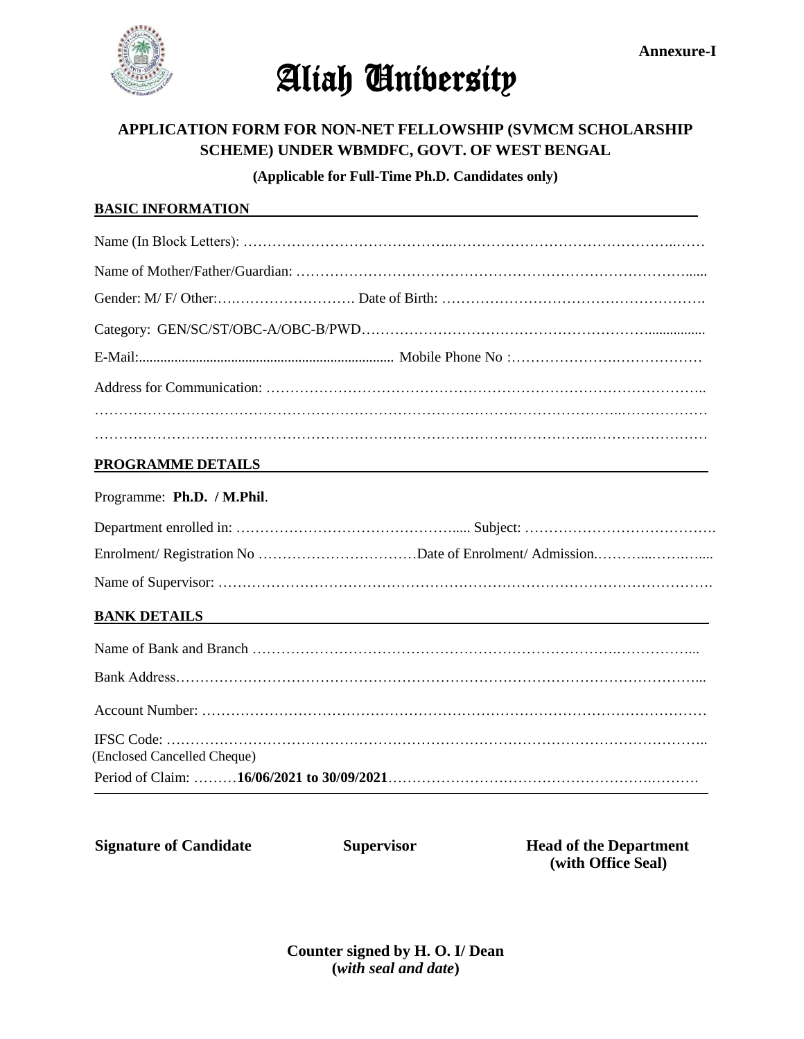Annexure-I

# Aliah University

## APPLICATION FORM FOR NON-NET FELLOWSHIP (SVMCM SCHOLARSHIP SCHEME) UNDER WBMDFC, GOVT. OF WEST BENGAL

**(Applicable for Full-Time Ph.D. Candidates only)**

### BASIC INFORMATION

Name (In Block Letters): ……………………………………..……………………………….………..……

Name of Mother/Father/Guardian: …………………………………………………………………….......

Gender: M/ F/ Other:….…………………….. Date of Birth: …………………………………………….

Category: GEN/SC/ST/OBC-A/OBC-B/PWD……………………………………………………................

E-Mail:...................................................................... Mobile Phone No :…………………….………………

Address for Communication: ……………………………………………………………………………..

…………………………………………………………………………………………………..………………

……………………………………………………………………………………………..……………………

### PROGRAMME DETAILS

Programme: **Ph.D. / M.Phil**.

Department enrolled in: …………………………………………..... Subject: ………………………………….

Enrolment/ Registration No ……………………………Date of Enrolment/ Admission.………...…….…....

Name of Supervisor: …………………………………………………………………………………………….

### BANK DETAILS

Name of Bank and Branch ………………………………………………………….……………...

Bank Address…………………………………………………………………………………………...

Account Number: …….………………………………………………………………………………………

IFSC Code: …………………………………………………………………….……………………..
(Enclosed Cancelled Cheque)

Period of Claim: ………**16/06/2021 to 30/09/2021**……………………………………………….……….

**Signature of Candidate**    **Supervisor**    **Head of the Department (with Office Seal)**

**Counter signed by H. O. I/ Dean**
**(*with seal and date*)**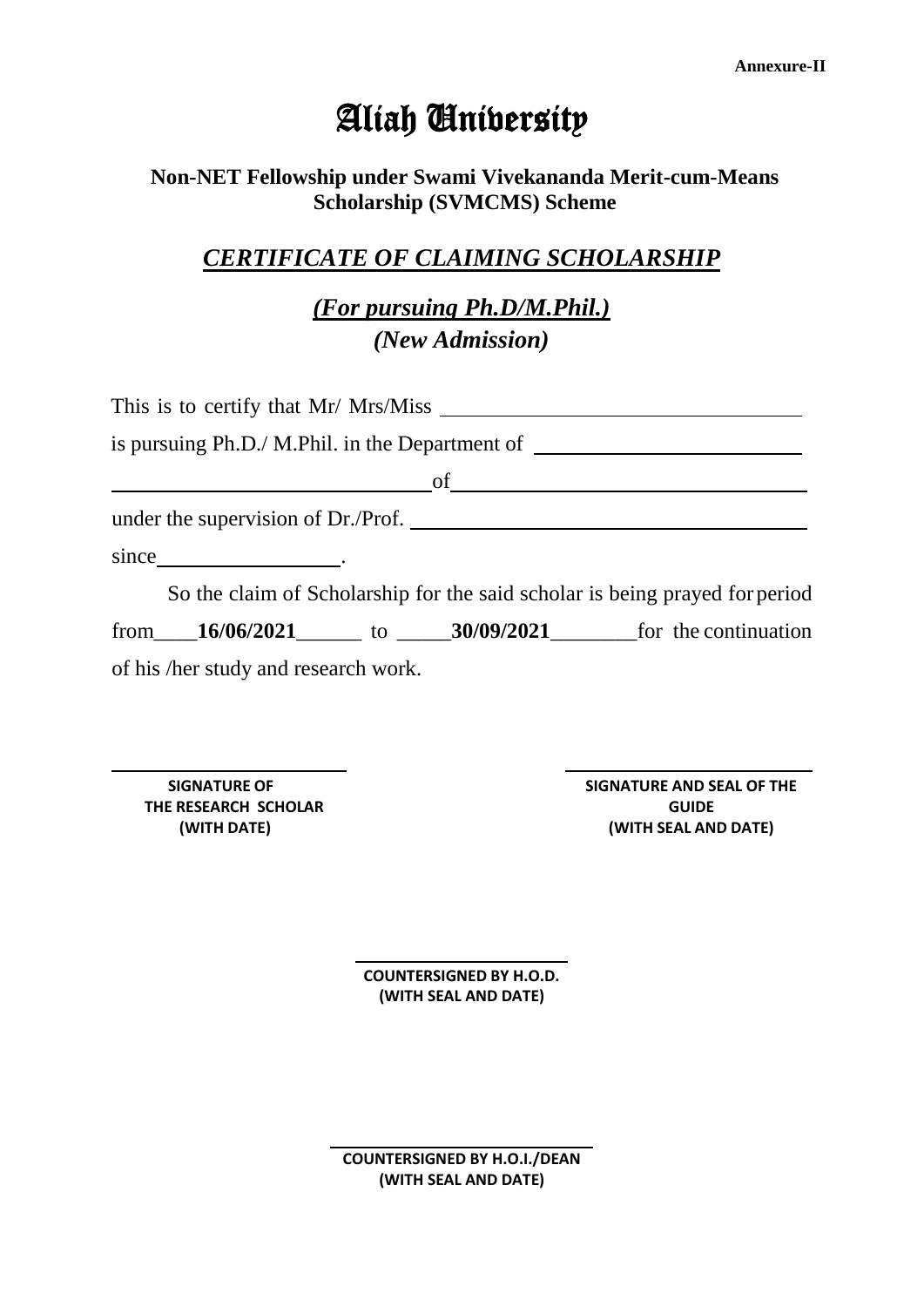**Annexure-II**

# Aliah University

## Non-NET Fellowship under Swami Vivekananda Merit-cum-Means Scholarship (SVMCMS) Scheme

## ***CERTIFICATE OF CLAIMING SCHOLARSHIP***

### ***(For pursuing Ph.D/M.Phil.)***
### ***(New Admission)***

This is to certify that Mr/ Mrs/Miss ________________________________

is pursuing Ph.D./ M.Phil. in the Department of ________________________

______________________________ of ________________________________

under the supervision of Dr./Prof. ____________________________________

since ________________.

So the claim of Scholarship for the said scholar is being prayed for period from____**16/06/2021**______ to _____**30/09/2021**________for the continuation of his /her study and research work.

______________________
**SIGNATURE OF THE RESEARCH SCHOLAR (WITH DATE)**

______________________
**SIGNATURE AND SEAL OF THE GUIDE (WITH SEAL AND DATE)**

______________________
**COUNTERSIGNED BY H.O.D. (WITH SEAL AND DATE)**

______________________
**COUNTERSIGNED BY H.O.I./DEAN (WITH SEAL AND DATE)**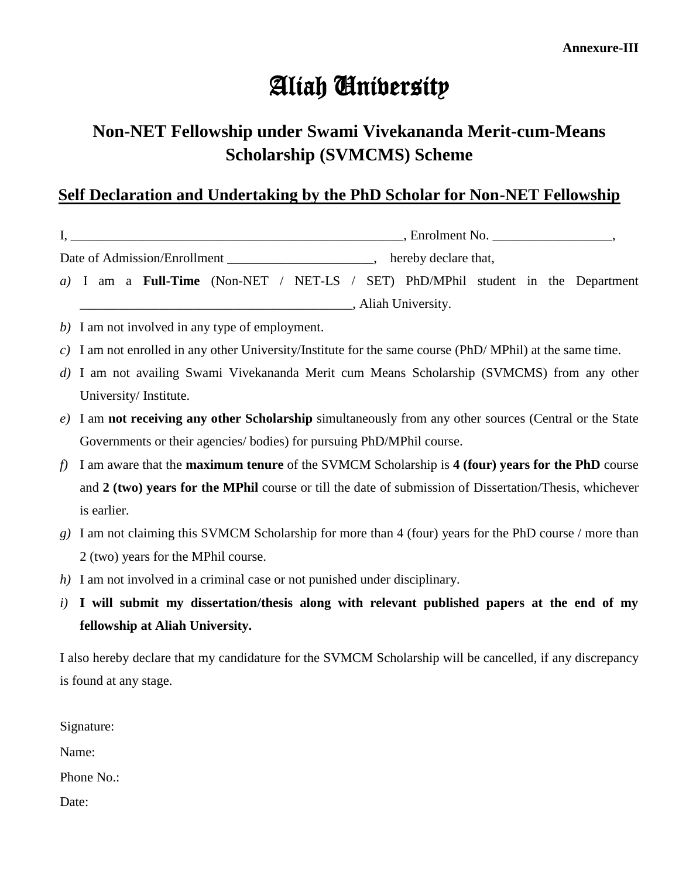**Annexure-III**

# Aliah University

## Non-NET Fellowship under Swami Vivekananda Merit-cum-Means Scholarship (SVMCMS) Scheme

### Self Declaration and Undertaking by the PhD Scholar for Non-NET Fellowship

I, _____________________________________________________, Enrolment No. __________________,

Date of Admission/Enrollment ______________________, hereby declare that,

*a)* I am a **Full-Time** (Non-NET / NET-LS / SET) PhD/MPhil student in the Department __________________________________________, Aliah University.

*b)* I am not involved in any type of employment.

*c)* I am not enrolled in any other University/Institute for the same course (PhD/ MPhil) at the same time.

*d)* I am not availing Swami Vivekananda Merit cum Means Scholarship (SVMCMS) from any other University/ Institute.

*e)* I am **not receiving any other Scholarship** simultaneously from any other sources (Central or the State Governments or their agencies/ bodies) for pursuing PhD/MPhil course.

*f)* I am aware that the **maximum tenure** of the SVMCM Scholarship is **4 (four) years for the PhD** course and **2 (two) years for the MPhil** course or till the date of submission of Dissertation/Thesis, whichever is earlier.

*g)* I am not claiming this SVMCM Scholarship for more than 4 (four) years for the PhD course / more than 2 (two) years for the MPhil course.

*h)* I am not involved in a criminal case or not punished under disciplinary.

*i)* **I will submit my dissertation/thesis along with relevant published papers at the end of my fellowship at Aliah University.**

I also hereby declare that my candidature for the SVMCM Scholarship will be cancelled, if any discrepancy is found at any stage.

Signature:

Name:

Phone No.:

Date: